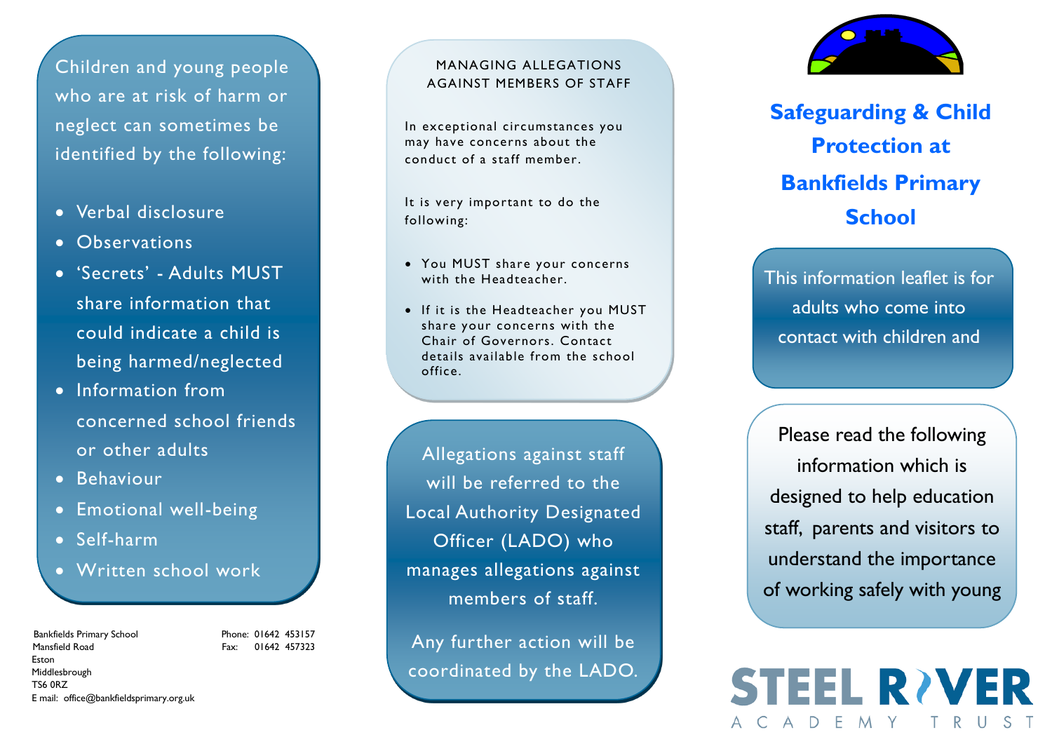Children and young people who are at risk of harm or neglect can sometimes be identified by the following:

- Verbal disclosure
- Observations
- 'Secrets' - Adults MUST share information that could indicate a child is being harmed/neglected
- Information from concerned school friends or other adults
- Behaviour
- Emotional well-being
- Self-harm
- Written school work

Bankfields Primary School
Mansfield Road
Eston
Middlesbrough
TS6 0RZ
E mail: office@bankfieldsprimary.org.uk

Phone: 01642 453157
Fax: 01642 457323

## MANAGING ALLEGATIONS AGAINST MEMBERS OF STAFF

In exceptional circumstances you may have concerns about the conduct of a staff member.

It is very important to do the following:

- You MUST share your concerns with the Headteacher.
- If it is the Headteacher you MUST share your concerns with the Chair of Governors. Contact details available from the school office.

Allegations against staff will be referred to the Local Authority Designated Officer (LADO) who manages allegations against members of staff.

Any further action will be coordinated by the LADO.

# Safeguarding & Child Protection at Bankfields Primary School

This information leaflet is for adults who come into contact with children and

Please read the following information which is designed to help education staff, parents and visitors to understand the importance of working safely with young

STEEL RIVER ACADEMY TRUST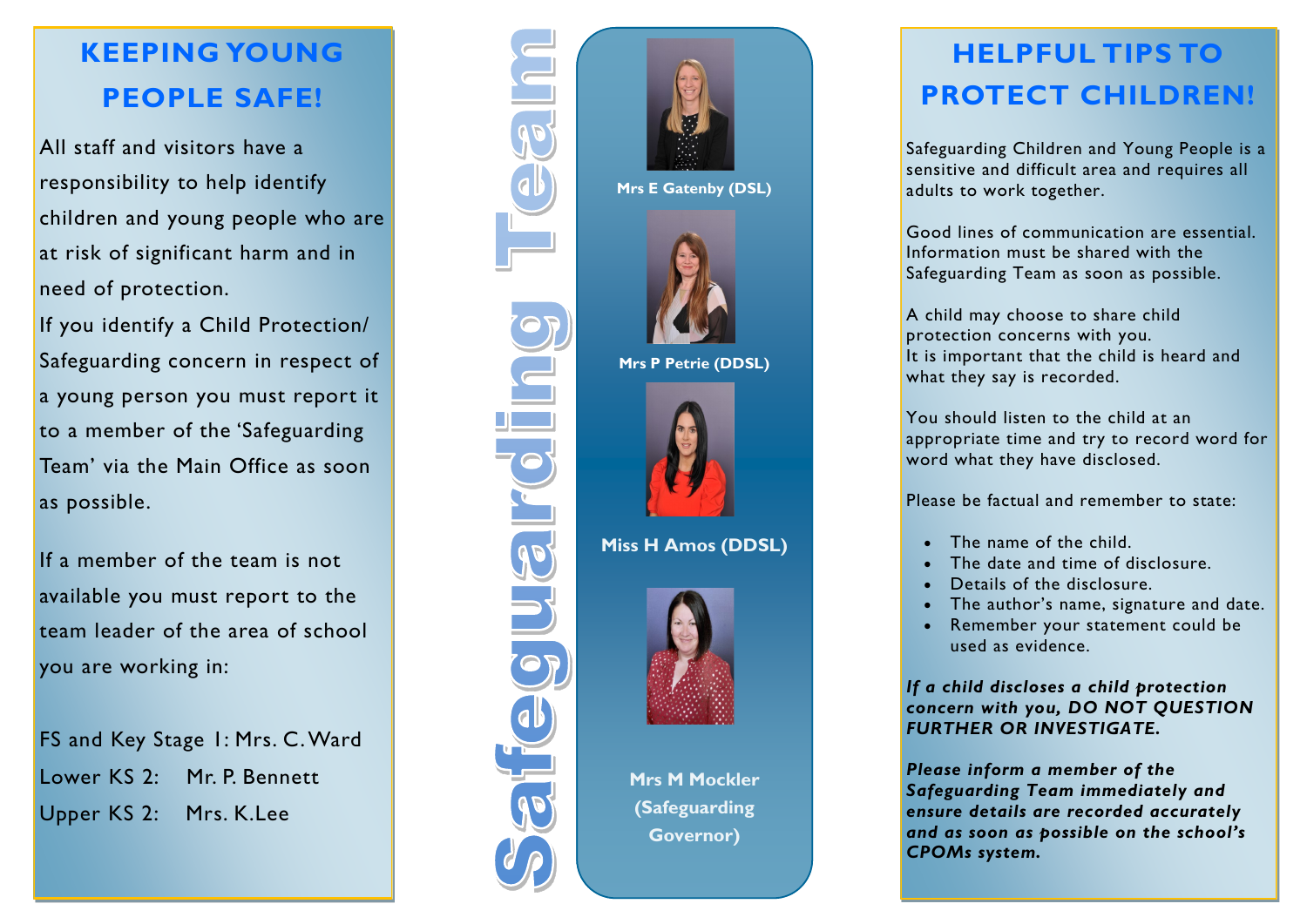# KEEPING YOUNG PEOPLE SAFE!

All staff and visitors have a responsibility to help identify children and young people who are at risk of significant harm and in need of protection.

If you identify a Child Protection/ Safeguarding concern in respect of a young person you must report it to a member of the 'Safeguarding Team' via the Main Office as soon as possible.

If a member of the team is not available you must report to the team leader of the area of school you are working in:

FS and Key Stage 1: Mrs. C. Ward

Lower KS 2: Mr. P. Bennett

Upper KS 2: Mrs. K. Lee

# Safeguarding Team

**Mrs E Gatenby (DSL)**

**Mrs P Petrie (DDSL)**

**Miss H Amos (DDSL)**

**Mrs M Mockler (Safeguarding Governor)**

# HELPFUL TIPS TO PROTECT CHILDREN!

Safeguarding Children and Young People is a sensitive and difficult area and requires all adults to work together.

Good lines of communication are essential. Information must be shared with the Safeguarding Team as soon as possible.

A child may choose to share child protection concerns with you.
It is important that the child is heard and what they say is recorded.

You should listen to the child at an appropriate time and try to record word for word what they have disclosed.

Please be factual and remember to state:

- The name of the child.
- The date and time of disclosure.
- Details of the disclosure.
- The author's name, signature and date.
- Remember your statement could be used as evidence.

***If a child discloses a child protection concern with you, DO NOT QUESTION FURTHER OR INVESTIGATE.***

***Please inform a member of the Safeguarding Team immediately and ensure details are recorded accurately and as soon as possible on the school's CPOMs system.***